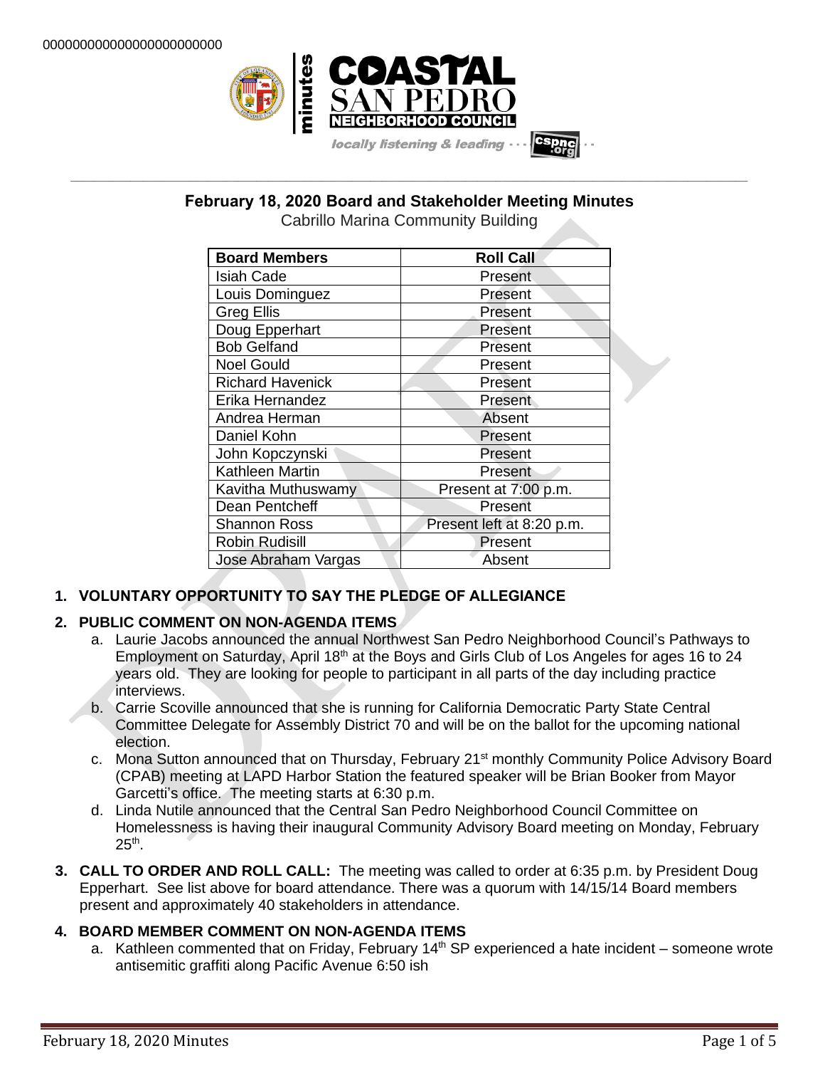00000000000000000000000

# February 18, 2020 Board and Stakeholder Meeting Minutes

Cabrillo Marina Community Building

| Board Members | Roll Call |
|---|---|
| Isiah Cade | Present |
| Louis Dominguez | Present |
| Greg Ellis | Present |
| Doug Epperhart | Present |
| Bob Gelfand | Present |
| Noel Gould | Present |
| Richard Havenick | Present |
| Erika Hernandez | Present |
| Andrea Herman | Absent |
| Daniel Kohn | Present |
| John Kopczynski | Present |
| Kathleen Martin | Present |
| Kavitha Muthuswamy | Present at 7:00 p.m. |
| Dean Pentcheff | Present |
| Shannon Ross | Present left at 8:20 p.m. |
| Robin Rudisill | Present |
| Jose Abraham Vargas | Absent |

1. **VOLUNTARY OPPORTUNITY TO SAY THE PLEDGE OF ALLEGIANCE**

2. **PUBLIC COMMENT ON NON-AGENDA ITEMS**
   a. Laurie Jacobs announced the annual Northwest San Pedro Neighborhood Council's Pathways to Employment on Saturday, April 18th at the Boys and Girls Club of Los Angeles for ages 16 to 24 years old. They are looking for people to participant in all parts of the day including practice interviews.
   b. Carrie Scoville announced that she is running for California Democratic Party State Central Committee Delegate for Assembly District 70 and will be on the ballot for the upcoming national election.
   c. Mona Sutton announced that on Thursday, February 21st monthly Community Police Advisory Board (CPAB) meeting at LAPD Harbor Station the featured speaker will be Brian Booker from Mayor Garcetti's office. The meeting starts at 6:30 p.m.
   d. Linda Nutile announced that the Central San Pedro Neighborhood Council Committee on Homelessness is having their inaugural Community Advisory Board meeting on Monday, February 25th.

3. **CALL TO ORDER AND ROLL CALL:** The meeting was called to order at 6:35 p.m. by President Doug Epperhart. See list above for board attendance. There was a quorum with 14/15/14 Board members present and approximately 40 stakeholders in attendance.

4. **BOARD MEMBER COMMENT ON NON-AGENDA ITEMS**
   a. Kathleen commented that on Friday, February 14th SP experienced a hate incident – someone wrote antisemitic graffiti along Pacific Avenue 6:50 ish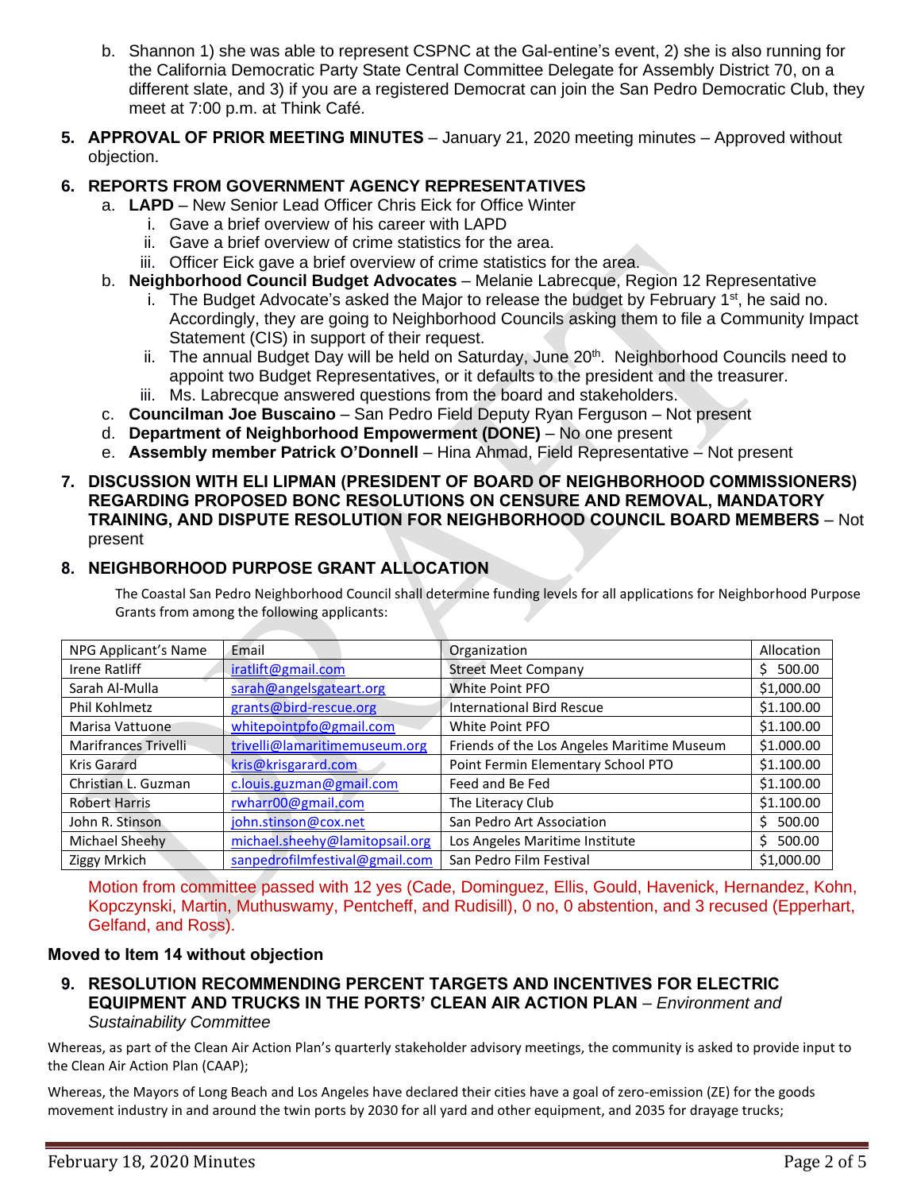b. Shannon 1) she was able to represent CSPNC at the Gal-entine's event, 2) she is also running for the California Democratic Party State Central Committee Delegate for Assembly District 70, on a different slate, and 3) if you are a registered Democrat can join the San Pedro Democratic Club, they meet at 7:00 p.m. at Think Café.

5. **APPROVAL OF PRIOR MEETING MINUTES** – January 21, 2020 meeting minutes – Approved without objection.

6. **REPORTS FROM GOVERNMENT AGENCY REPRESENTATIVES**
   a. **LAPD** – New Senior Lead Officer Chris Eick for Office Winter
      i. Gave a brief overview of his career with LAPD
      ii. Gave a brief overview of crime statistics for the area.
      iii. Officer Eick gave a brief overview of crime statistics for the area.
   b. **Neighborhood Council Budget Advocates** – Melanie Labrecque, Region 12 Representative
      i. The Budget Advocate's asked the Major to release the budget by February 1st, he said no. Accordingly, they are going to Neighborhood Councils asking them to file a Community Impact Statement (CIS) in support of their request.
      ii. The annual Budget Day will be held on Saturday, June 20th. Neighborhood Councils need to appoint two Budget Representatives, or it defaults to the president and the treasurer.
      iii. Ms. Labrecque answered questions from the board and stakeholders.
   c. **Councilman Joe Buscaino** – San Pedro Field Deputy Ryan Ferguson – Not present
   d. **Department of Neighborhood Empowerment (DONE)** – No one present
   e. **Assembly member Patrick O'Donnell** – Hina Ahmad, Field Representative – Not present

7. **DISCUSSION WITH ELI LIPMAN (PRESIDENT OF BOARD OF NEIGHBORHOOD COMMISSIONERS) REGARDING PROPOSED BONC RESOLUTIONS ON CENSURE AND REMOVAL, MANDATORY TRAINING, AND DISPUTE RESOLUTION FOR NEIGHBORHOOD COUNCIL BOARD MEMBERS** – Not present

8. **NEIGHBORHOOD PURPOSE GRANT ALLOCATION**

The Coastal San Pedro Neighborhood Council shall determine funding levels for all applications for Neighborhood Purpose Grants from among the following applicants:

| NPG Applicant's Name | Email | Organization | Allocation |
|---|---|---|---|
| Irene Ratliff | iratlift@gmail.com | Street Meet Company | $ 500.00 |
| Sarah Al-Mulla | sarah@angelsgateart.org | White Point PFO | $1,000.00 |
| Phil Kohlmetz | grants@bird-rescue.org | International Bird Rescue | $1.100.00 |
| Marisa Vattuone | whitepointpfo@gmail.com | White Point PFO | $1.100.00 |
| Marifrances Trivelli | trivelli@lamaritimemuseum.org | Friends of the Los Angeles Maritime Museum | $1.000.00 |
| Kris Garard | kris@krisgarard.com | Point Fermin Elementary School PTO | $1.100.00 |
| Christian L. Guzman | c.louis.guzman@gmail.com | Feed and Be Fed | $1.100.00 |
| Robert Harris | rwharr00@gmail.com | The Literacy Club | $1.100.00 |
| John R. Stinson | john.stinson@cox.net | San Pedro Art Association | $ 500.00 |
| Michael Sheehy | michael.sheehy@lamitopsail.org | Los Angeles Maritime Institute | $ 500.00 |
| Ziggy Mrkich | sanpedrofilmfestival@gmail.com | San Pedro Film Festival | $1,000.00 |

Motion from committee passed with 12 yes (Cade, Dominguez, Ellis, Gould, Havenick, Hernandez, Kohn, Kopczynski, Martin, Muthuswamy, Pentcheff, and Rudisill), 0 no, 0 abstention, and 3 recused (Epperhart, Gelfand, and Ross).

**Moved to Item 14 without objection**

9. **RESOLUTION RECOMMENDING PERCENT TARGETS AND INCENTIVES FOR ELECTRIC EQUIPMENT AND TRUCKS IN THE PORTS' CLEAN AIR ACTION PLAN** – *Environment and Sustainability Committee*

Whereas, as part of the Clean Air Action Plan's quarterly stakeholder advisory meetings, the community is asked to provide input to the Clean Air Action Plan (CAAP);

Whereas, the Mayors of Long Beach and Los Angeles have declared their cities have a goal of zero-emission (ZE) for the goods movement industry in and around the twin ports by 2030 for all yard and other equipment, and 2035 for drayage trucks;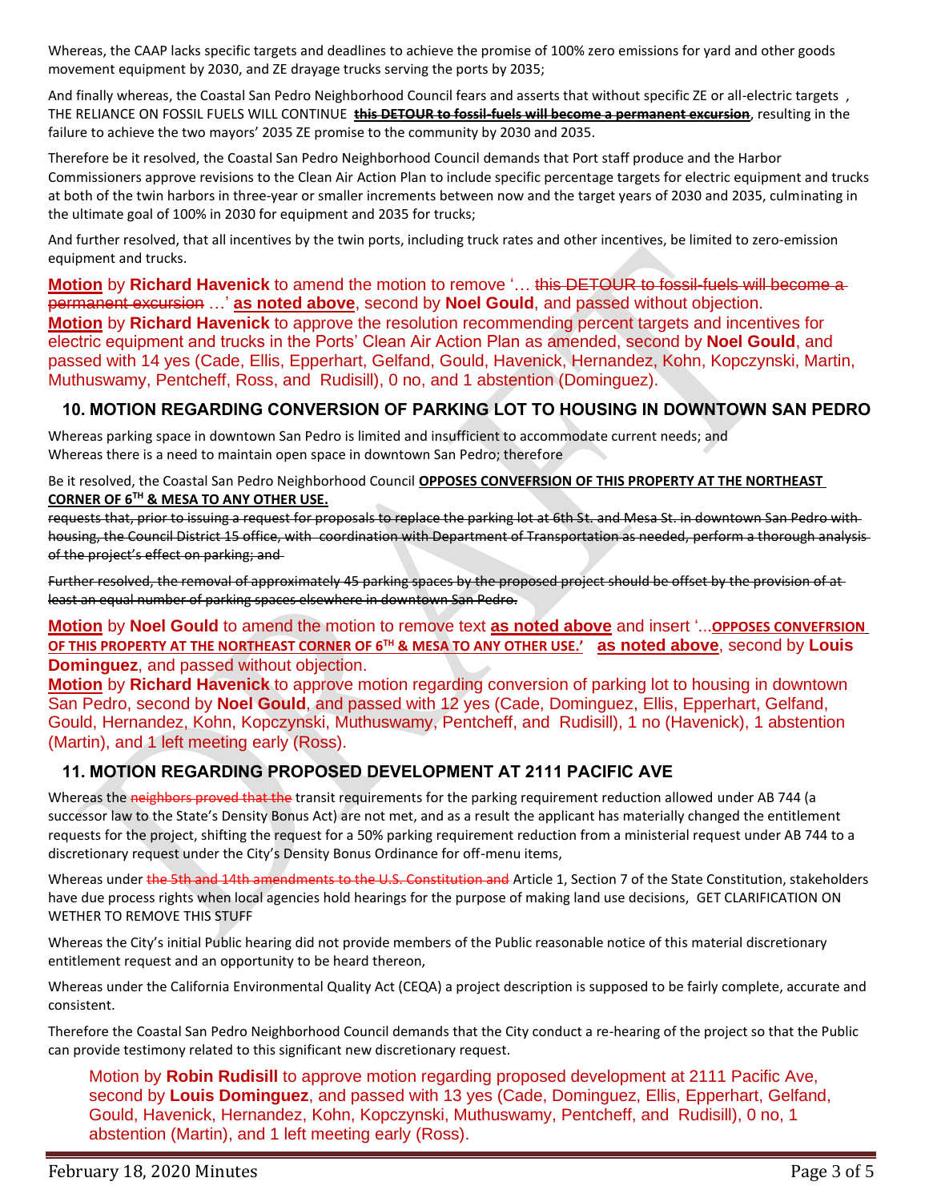Whereas, the CAAP lacks specific targets and deadlines to achieve the promise of 100% zero emissions for yard and other goods movement equipment by 2030, and ZE drayage trucks serving the ports by 2035;

And finally whereas, the Coastal San Pedro Neighborhood Council fears and asserts that without specific ZE or all-electric targets , THE RELIANCE ON FOSSIL FUELS WILL CONTINUE ~~**this DETOUR to fossil-fuels will become a permanent excursion**~~, resulting in the failure to achieve the two mayors' 2035 ZE promise to the community by 2030 and 2035.

Therefore be it resolved, the Coastal San Pedro Neighborhood Council demands that Port staff produce and the Harbor Commissioners approve revisions to the Clean Air Action Plan to include specific percentage targets for electric equipment and trucks at both of the twin harbors in three-year or smaller increments between now and the target years of 2030 and 2035, culminating in the ultimate goal of 100% in 2030 for equipment and 2035 for trucks;

And further resolved, that all incentives by the twin ports, including truck rates and other incentives, be limited to zero-emission equipment and trucks.

**Motion** by **Richard Havenick** to amend the motion to remove '… ~~this DETOUR to fossil-fuels will become a permanent excursion~~ …' **as noted above**, second by **Noel Gould**, and passed without objection.
**Motion** by **Richard Havenick** to approve the resolution recommending percent targets and incentives for electric equipment and trucks in the Ports' Clean Air Action Plan as amended, second by **Noel Gould**, and passed with 14 yes (Cade, Ellis, Epperhart, Gelfand, Gould, Havenick, Hernandez, Kohn, Kopczynski, Martin, Muthuswamy, Pentcheff, Ross, and Rudisill), 0 no, and 1 abstention (Dominguez).

## 10. MOTION REGARDING CONVERSION OF PARKING LOT TO HOUSING IN DOWNTOWN SAN PEDRO

Whereas parking space in downtown San Pedro is limited and insufficient to accommodate current needs; and
Whereas there is a need to maintain open space in downtown San Pedro; therefore

Be it resolved, the Coastal San Pedro Neighborhood Council **OPPOSES CONVEFRSION OF THIS PROPERTY AT THE NORTHEAST CORNER OF 6TH & MESA TO ANY OTHER USE.**

~~requests that, prior to issuing a request for proposals to replace the parking lot at 6th St. and Mesa St. in downtown San Pedro with housing, the Council District 15 office, with coordination with Department of Transportation as needed, perform a thorough analysis of the project's effect on parking; and~~

~~Further resolved, the removal of approximately 45 parking spaces by the proposed project should be offset by the provision of at least an equal number of parking spaces elsewhere in downtown San Pedro.~~

**Motion** by **Noel Gould** to amend the motion to remove text **as noted above** and insert '...**OPPOSES CONVEFRSION OF THIS PROPERTY AT THE NORTHEAST CORNER OF 6TH & MESA TO ANY OTHER USE.**' **as noted above**, second by **Louis Dominguez**, and passed without objection.
**Motion** by **Richard Havenick** to approve motion regarding conversion of parking lot to housing in downtown San Pedro, second by **Noel Gould**, and passed with 12 yes (Cade, Dominguez, Ellis, Epperhart, Gelfand, Gould, Hernandez, Kohn, Kopczynski, Muthuswamy, Pentcheff, and Rudisill), 1 no (Havenick), 1 abstention (Martin), and 1 left meeting early (Ross).

## 11. MOTION REGARDING PROPOSED DEVELOPMENT AT 2111 PACIFIC AVE

Whereas the ~~neighbors proved that the~~ transit requirements for the parking requirement reduction allowed under AB 744 (a successor law to the State's Density Bonus Act) are not met, and as a result the applicant has materially changed the entitlement requests for the project, shifting the request for a 50% parking requirement reduction from a ministerial request under AB 744 to a discretionary request under the City's Density Bonus Ordinance for off-menu items,

Whereas under ~~the 5th and 14th amendments to the U.S. Constitution and~~ Article 1, Section 7 of the State Constitution, stakeholders have due process rights when local agencies hold hearings for the purpose of making land use decisions, GET CLARIFICATION ON WETHER TO REMOVE THIS STUFF

Whereas the City's initial Public hearing did not provide members of the Public reasonable notice of this material discretionary entitlement request and an opportunity to be heard thereon,

Whereas under the California Environmental Quality Act (CEQA) a project description is supposed to be fairly complete, accurate and consistent.

Therefore the Coastal San Pedro Neighborhood Council demands that the City conduct a re-hearing of the project so that the Public can provide testimony related to this significant new discretionary request.

Motion by **Robin Rudisill** to approve motion regarding proposed development at 2111 Pacific Ave, second by **Louis Dominguez**, and passed with 13 yes (Cade, Dominguez, Ellis, Epperhart, Gelfand, Gould, Havenick, Hernandez, Kohn, Kopczynski, Muthuswamy, Pentcheff, and Rudisill), 0 no, 1 abstention (Martin), and 1 left meeting early (Ross).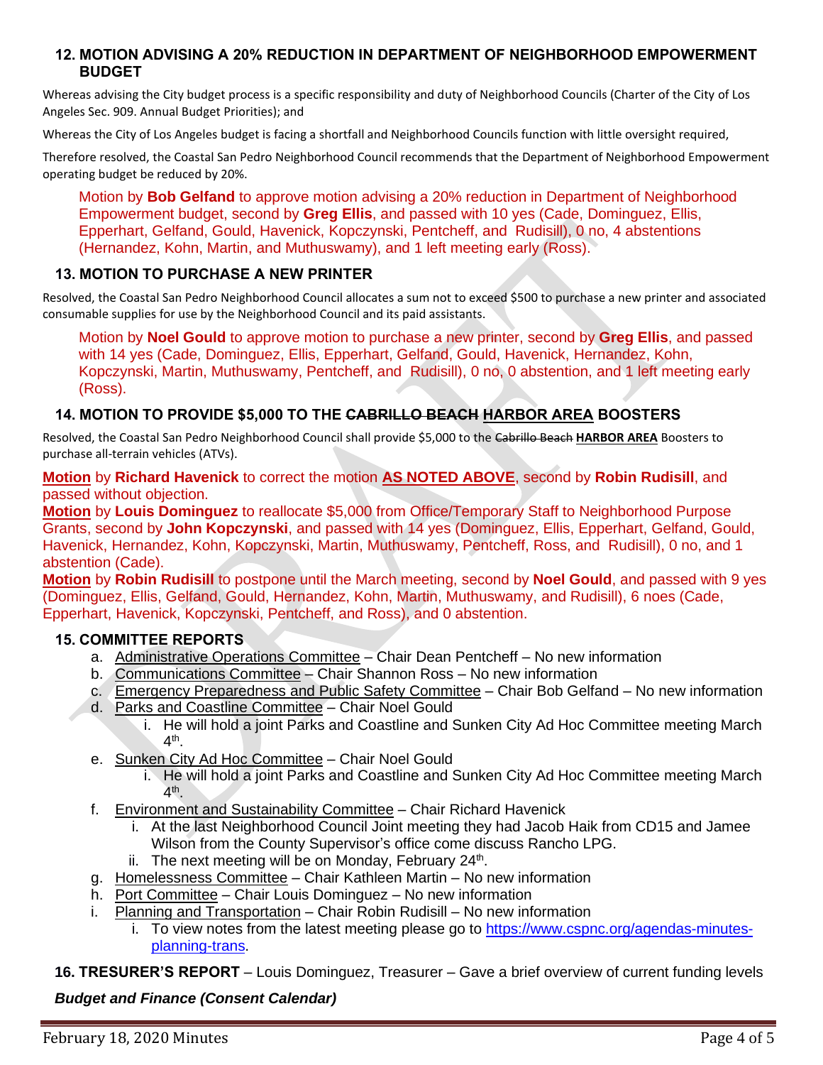### 12. MOTION ADVISING A 20% REDUCTION IN DEPARTMENT OF NEIGHBORHOOD EMPOWERMENT BUDGET

Whereas advising the City budget process is a specific responsibility and duty of Neighborhood Councils (Charter of the City of Los Angeles Sec. 909. Annual Budget Priorities); and

Whereas the City of Los Angeles budget is facing a shortfall and Neighborhood Councils function with little oversight required,

Therefore resolved, the Coastal San Pedro Neighborhood Council recommends that the Department of Neighborhood Empowerment operating budget be reduced by 20%.

Motion by **Bob Gelfand** to approve motion advising a 20% reduction in Department of Neighborhood Empowerment budget, second by **Greg Ellis**, and passed with 10 yes (Cade, Dominguez, Ellis, Epperhart, Gelfand, Gould, Havenick, Kopczynski, Pentcheff, and Rudisill), 0 no, 4 abstentions (Hernandez, Kohn, Martin, and Muthuswamy), and 1 left meeting early (Ross).

### 13. MOTION TO PURCHASE A NEW PRINTER

Resolved, the Coastal San Pedro Neighborhood Council allocates a sum not to exceed $500 to purchase a new printer and associated consumable supplies for use by the Neighborhood Council and its paid assistants.

Motion by **Noel Gould** to approve motion to purchase a new printer, second by **Greg Ellis**, and passed with 14 yes (Cade, Dominguez, Ellis, Epperhart, Gelfand, Gould, Havenick, Hernandez, Kohn, Kopczynski, Martin, Muthuswamy, Pentcheff, and Rudisill), 0 no, 0 abstention, and 1 left meeting early (Ross).

### 14. MOTION TO PROVIDE $5,000 TO THE ~~CABRILLO BEACH~~ HARBOR AREA BOOSTERS

Resolved, the Coastal San Pedro Neighborhood Council shall provide $5,000 to the ~~Cabrillo Beach~~ **HARBOR AREA** Boosters to purchase all-terrain vehicles (ATVs).

**Motion** by **Richard Havenick** to correct the motion **AS NOTED ABOVE**, second by **Robin Rudisill**, and passed without objection.
**Motion** by **Louis Dominguez** to reallocate $5,000 from Office/Temporary Staff to Neighborhood Purpose Grants, second by **John Kopczynski**, and passed with 14 yes (Dominguez, Ellis, Epperhart, Gelfand, Gould, Havenick, Hernandez, Kohn, Kopczynski, Martin, Muthuswamy, Pentcheff, Ross, and Rudisill), 0 no, and 1 abstention (Cade).
**Motion** by **Robin Rudisill** to postpone until the March meeting, second by **Noel Gould**, and passed with 9 yes (Dominguez, Ellis, Gelfand, Gould, Hernandez, Kohn, Martin, Muthuswamy, and Rudisill), 6 noes (Cade, Epperhart, Havenick, Kopczynski, Pentcheff, and Ross), and 0 abstention.

### 15. COMMITTEE REPORTS

a. Administrative Operations Committee – Chair Dean Pentcheff – No new information
b. Communications Committee – Chair Shannon Ross – No new information
c. Emergency Preparedness and Public Safety Committee – Chair Bob Gelfand – No new information
d. Parks and Coastline Committee – Chair Noel Gould
   i. He will hold a joint Parks and Coastline and Sunken City Ad Hoc Committee meeting March 4th.
e. Sunken City Ad Hoc Committee – Chair Noel Gould
   i. He will hold a joint Parks and Coastline and Sunken City Ad Hoc Committee meeting March 4th.
f. Environment and Sustainability Committee – Chair Richard Havenick
   i. At the last Neighborhood Council Joint meeting they had Jacob Haik from CD15 and Jamee Wilson from the County Supervisor's office come discuss Rancho LPG.
   ii. The next meeting will be on Monday, February 24th.
g. Homelessness Committee – Chair Kathleen Martin – No new information
h. Port Committee – Chair Louis Dominguez – No new information
i. Planning and Transportation – Chair Robin Rudisill – No new information
   i. To view notes from the latest meeting please go to https://www.cspnc.org/agendas-minutes-planning-trans.

**16. TRESURER'S REPORT** – Louis Dominguez, Treasurer – Gave a brief overview of current funding levels

***Budget and Finance (Consent Calendar)***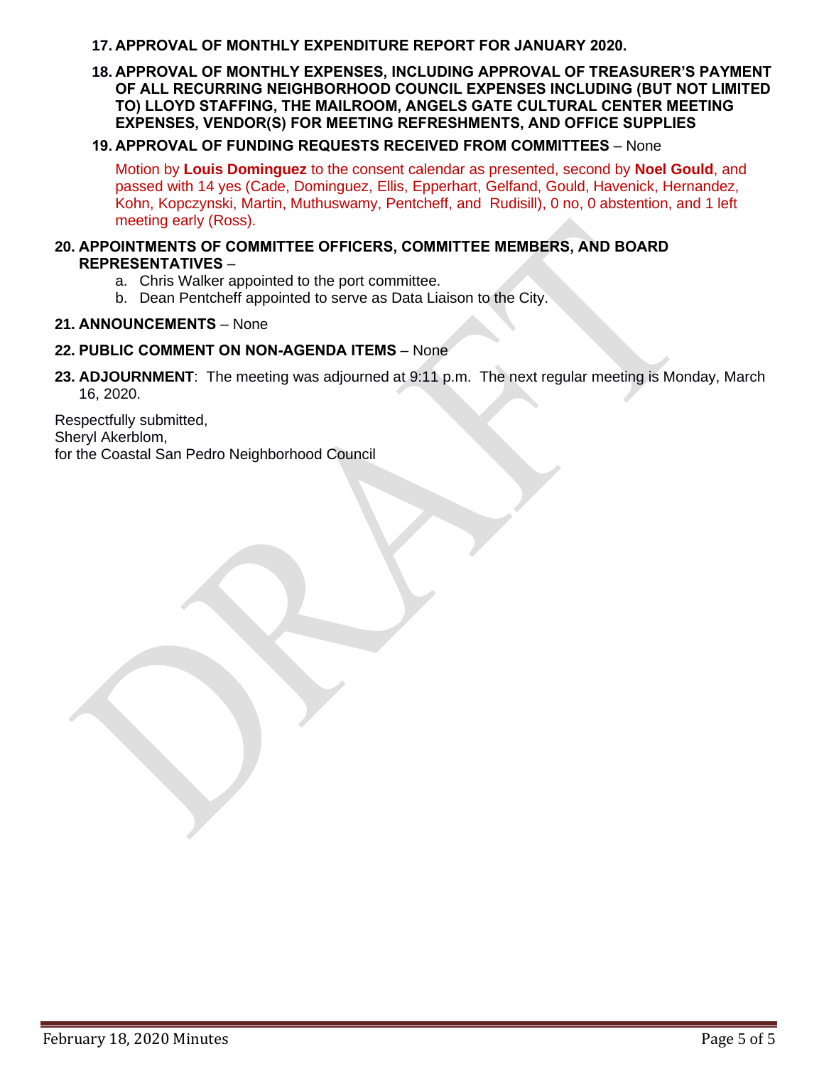17. **APPROVAL OF MONTHLY EXPENDITURE REPORT FOR JANUARY 2020.**

18. **APPROVAL OF MONTHLY EXPENSES, INCLUDING APPROVAL OF TREASURER'S PAYMENT OF ALL RECURRING NEIGHBORHOOD COUNCIL EXPENSES INCLUDING (BUT NOT LIMITED TO) LLOYD STAFFING, THE MAILROOM, ANGELS GATE CULTURAL CENTER MEETING EXPENSES, VENDOR(S) FOR MEETING REFRESHMENTS, AND OFFICE SUPPLIES**

19. **APPROVAL OF FUNDING REQUESTS RECEIVED FROM COMMITTEES** – None

    Motion by **Louis Dominguez** to the consent calendar as presented, second by **Noel Gould**, and passed with 14 yes (Cade, Dominguez, Ellis, Epperhart, Gelfand, Gould, Havenick, Hernandez, Kohn, Kopczynski, Martin, Muthuswamy, Pentcheff, and Rudisill), 0 no, 0 abstention, and 1 left meeting early (Ross).

20. **APPOINTMENTS OF COMMITTEE OFFICERS, COMMITTEE MEMBERS, AND BOARD REPRESENTATIVES** –
    a. Chris Walker appointed to the port committee.
    b. Dean Pentcheff appointed to serve as Data Liaison to the City.

21. **ANNOUNCEMENTS** – None

22. **PUBLIC COMMENT ON NON-AGENDA ITEMS** – None

23. **ADJOURNMENT**: The meeting was adjourned at 9:11 p.m. The next regular meeting is Monday, March 16, 2020.

Respectfully submitted,
Sheryl Akerblom,
for the Coastal San Pedro Neighborhood Council